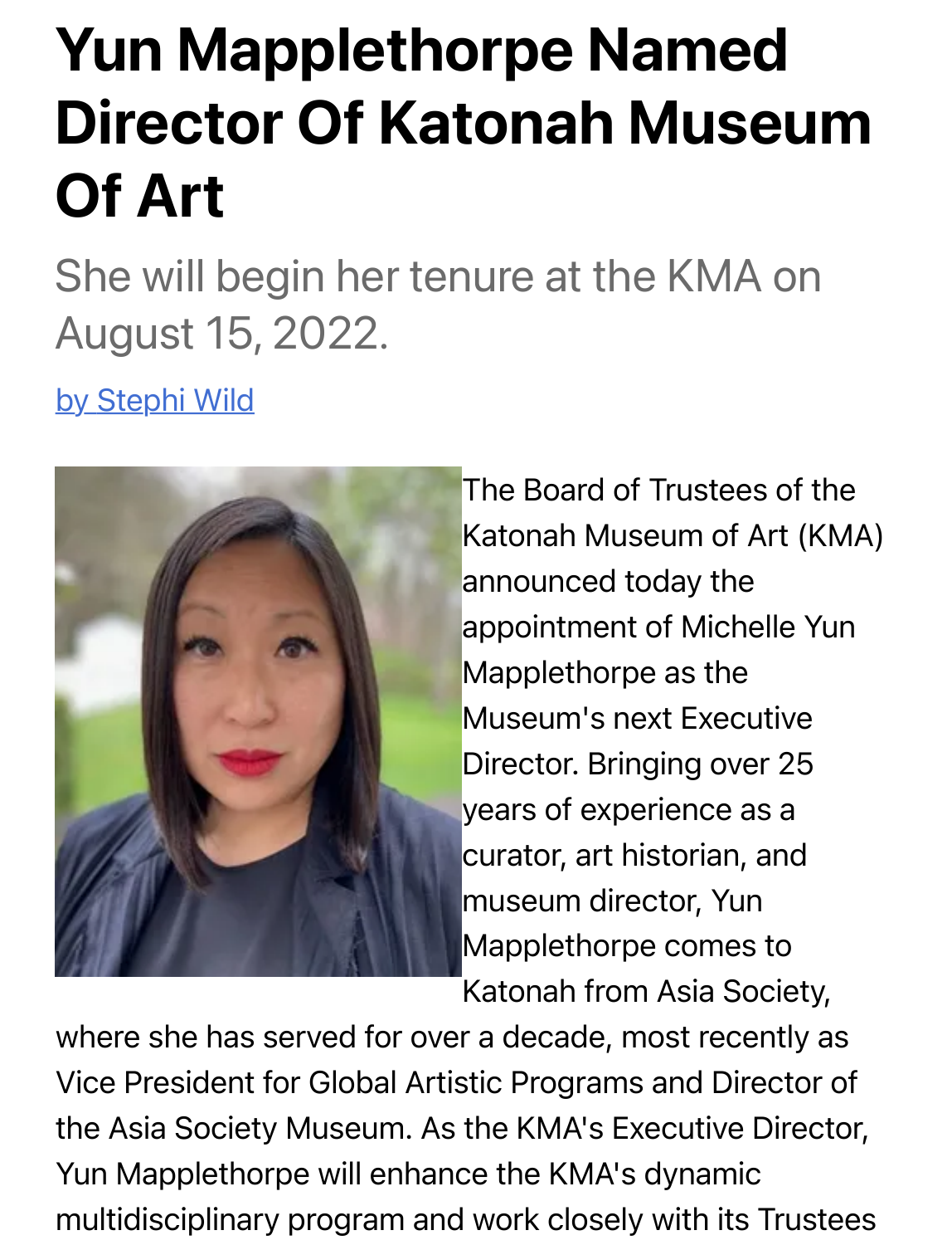# Yun Mapplethorpe Named Director Of Katonah Museum Of Art

She will begin her tenure at the KMA on August 15, 2022.

by Stephi Wild

The Board of Trustees of the Katonah Museum of Art (KMA) announced today the appointment of Michelle Yun Mapplethorpe as the Museum's next Executive Director. Bringing over 25 years of experience as a curator, art historian, and museum director, Yun Mapplethorpe comes to Katonah from Asia Society, where she has served for over a decade, most recently as Vice President for Global Artistic Programs and Director of the Asia Society Museum. As the KMA's Executive Director, Yun Mapplethorpe will enhance the KMA's dynamic multidisciplinary program and work closely with its Trustees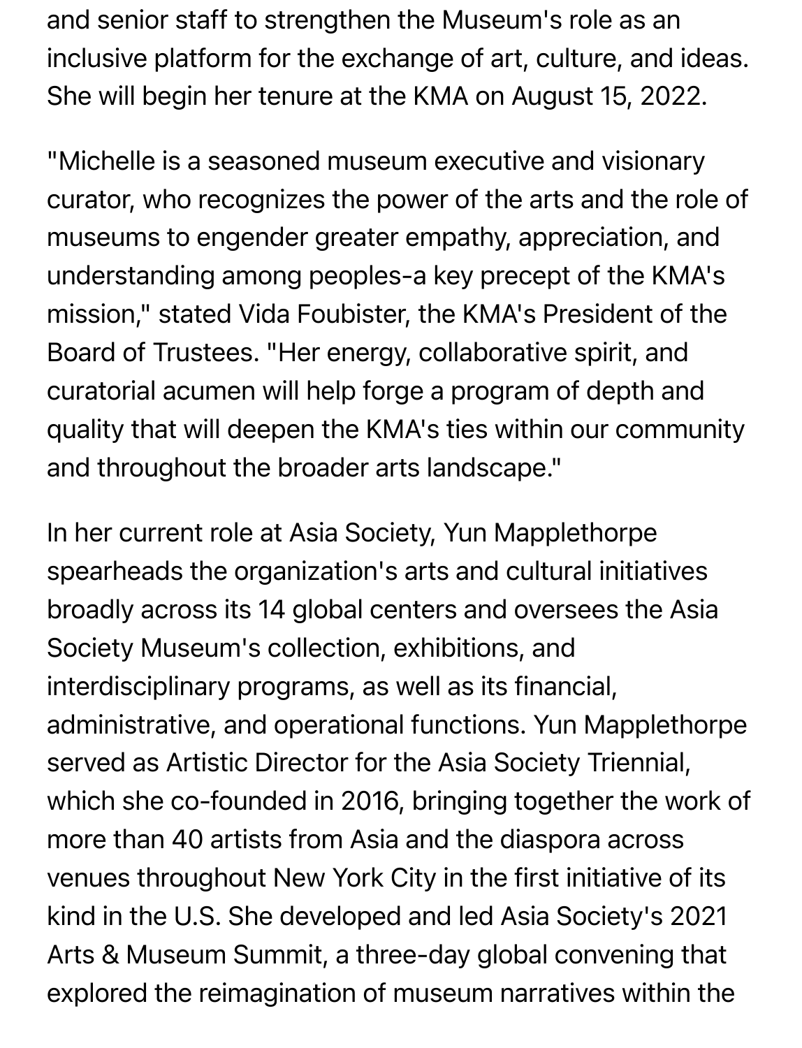and senior staff to strengthen the Museum's role as an inclusive platform for the exchange of art, culture, and ideas. She will begin her tenure at the KMA on August 15, 2022.

"Michelle is a seasoned museum executive and visionary curator, who recognizes the power of the arts and the role of museums to engender greater empathy, appreciation, and understanding among peoples-a key precept of the KMA's mission," stated Vida Foubister, the KMA's President of the Board of Trustees. "Her energy, collaborative spirit, and curatorial acumen will help forge a program of depth and quality that will deepen the KMA's ties within our community and throughout the broader arts landscape."

In her current role at Asia Society, Yun Mapplethorpe spearheads the organization's arts and cultural initiatives broadly across its 14 global centers and oversees the Asia Society Museum's collection, exhibitions, and interdisciplinary programs, as well as its financial, administrative, and operational functions. Yun Mapplethorpe served as Artistic Director for the Asia Society Triennial, which she co-founded in 2016, bringing together the work of more than 40 artists from Asia and the diaspora across venues throughout New York City in the first initiative of its kind in the U.S. She developed and led Asia Society's 2021 Arts & Museum Summit, a three-day global convening that explored the reimagination of museum narratives within the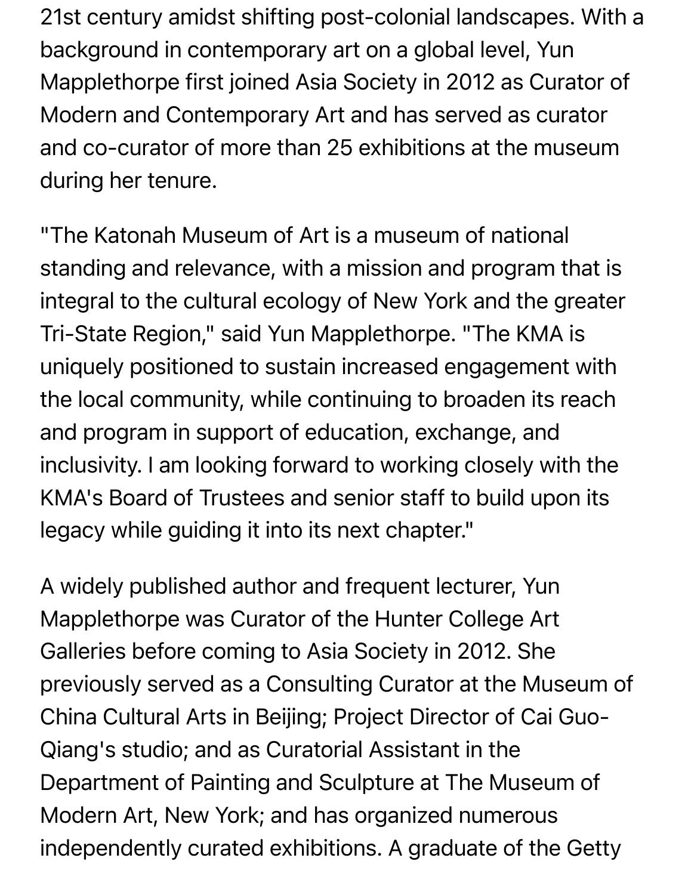21st century amidst shifting post-colonial landscapes. With a background in contemporary art on a global level, Yun Mapplethorpe first joined Asia Society in 2012 as Curator of Modern and Contemporary Art and has served as curator and co-curator of more than 25 exhibitions at the museum during her tenure.

"The Katonah Museum of Art is a museum of national standing and relevance, with a mission and program that is integral to the cultural ecology of New York and the greater Tri-State Region," said Yun Mapplethorpe. "The KMA is uniquely positioned to sustain increased engagement with the local community, while continuing to broaden its reach and program in support of education, exchange, and inclusivity. I am looking forward to working closely with the KMA's Board of Trustees and senior staff to build upon its legacy while guiding it into its next chapter."

A widely published author and frequent lecturer, Yun Mapplethorpe was Curator of the Hunter College Art Galleries before coming to Asia Society in 2012. She previously served as a Consulting Curator at the Museum of China Cultural Arts in Beijing; Project Director of Cai Guo-Qiang's studio; and as Curatorial Assistant in the Department of Painting and Sculpture at The Museum of Modern Art, New York; and has organized numerous independently curated exhibitions. A graduate of the Getty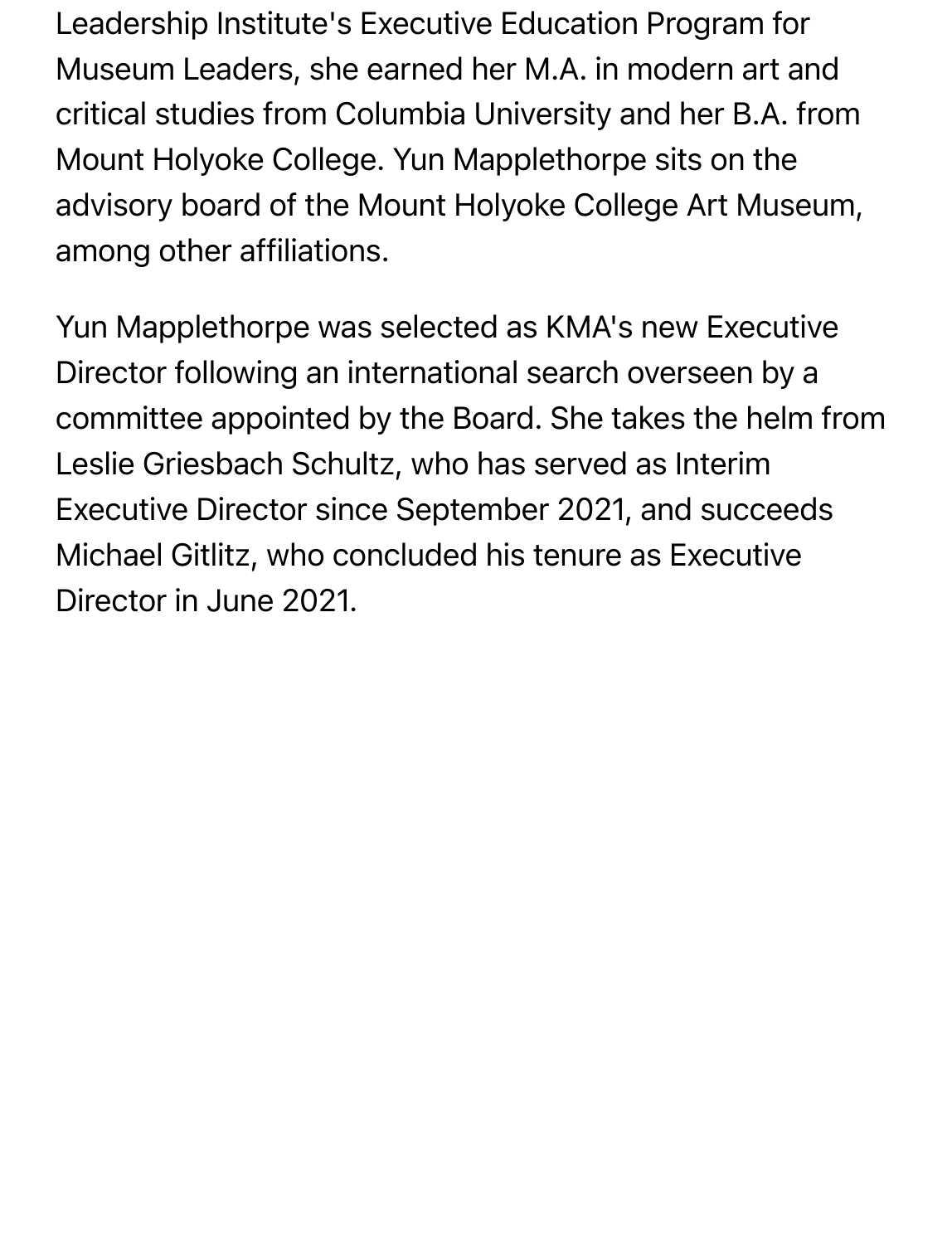Leadership Institute's Executive Education Program for Museum Leaders, she earned her M.A. in modern art and critical studies from Columbia University and her B.A. from Mount Holyoke College. Yun Mapplethorpe sits on the advisory board of the Mount Holyoke College Art Museum, among other affiliations.

Yun Mapplethorpe was selected as KMA's new Executive Director following an international search overseen by a committee appointed by the Board. She takes the helm from Leslie Griesbach Schultz, who has served as Interim Executive Director since September 2021, and succeeds Michael Gitlitz, who concluded his tenure as Executive Director in June 2021.